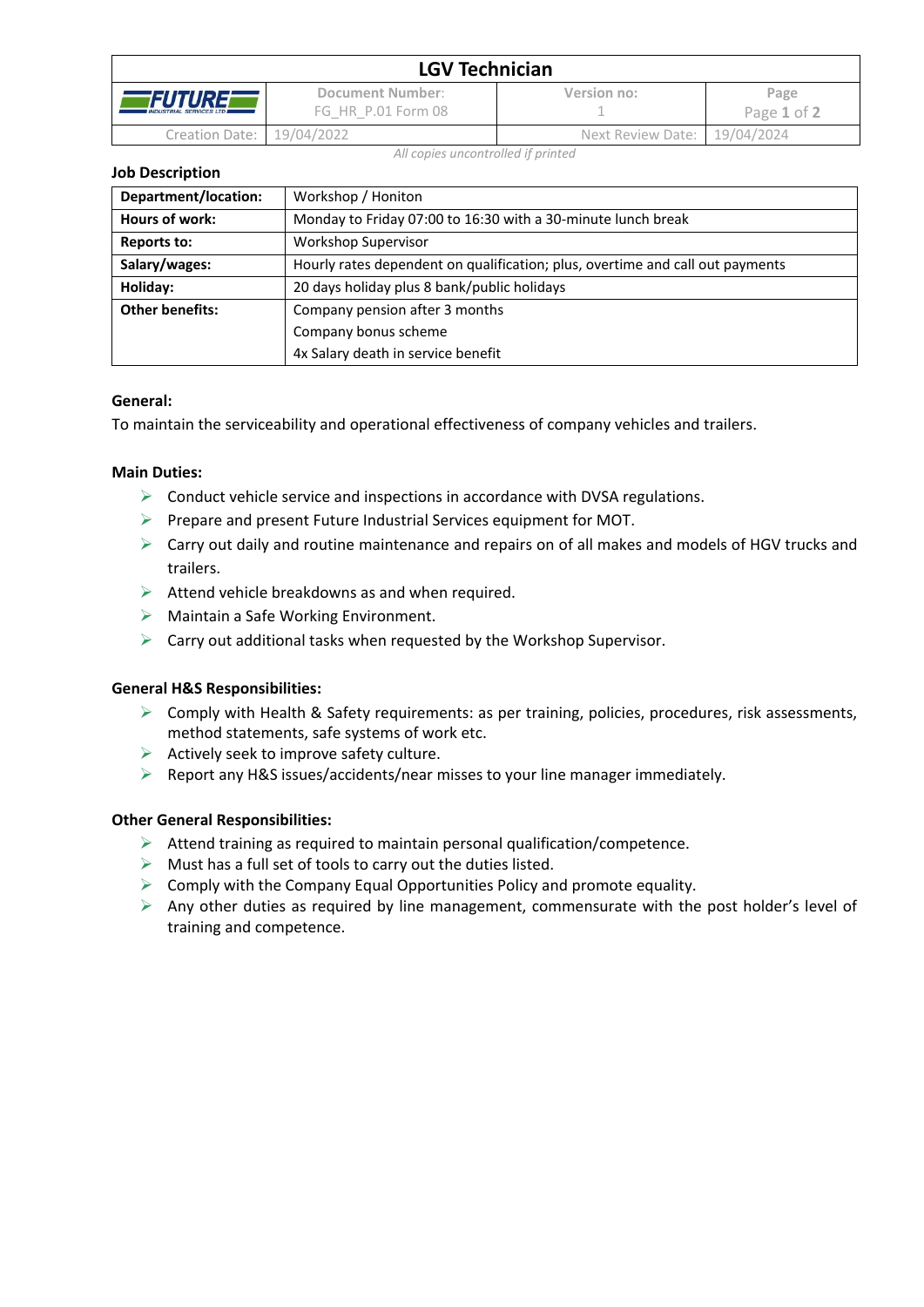# LGV Technician

| | Document Number: FG_HR_P.01 Form 08 | Version no: 1 |
|---|---|---|
| Creation Date: | 19/04/2022 | Next Review Date: 19/04/2024 |

*All copies uncontrolled if printed*

**Job Description**

| Department/location: | Workshop / Honiton |
|---|---|
| **Hours of work:** | Monday to Friday 07:00 to 16:30 with a 30-minute lunch break |
| **Reports to:** | Workshop Supervisor |
| **Salary/wages:** | Hourly rates dependent on qualification; plus, overtime and call out payments |
| **Holiday:** | 20 days holiday plus 8 bank/public holidays |
| **Other benefits:** | Company pension after 3 months<br>Company bonus scheme<br>4x Salary death in service benefit |

**General:**

To maintain the serviceability and operational effectiveness of company vehicles and trailers.

**Main Duties:**

- Conduct vehicle service and inspections in accordance with DVSA regulations.
- Prepare and present Future Industrial Services equipment for MOT.
- Carry out daily and routine maintenance and repairs on of all makes and models of HGV trucks and trailers.
- Attend vehicle breakdowns as and when required.
- Maintain a Safe Working Environment.
- Carry out additional tasks when requested by the Workshop Supervisor.

**General H&S Responsibilities:**

- Comply with Health & Safety requirements: as per training, policies, procedures, risk assessments, method statements, safe systems of work etc.
- Actively seek to improve safety culture.
- Report any H&S issues/accidents/near misses to your line manager immediately.

**Other General Responsibilities:**

- Attend training as required to maintain personal qualification/competence.
- Must has a full set of tools to carry out the duties listed.
- Comply with the Company Equal Opportunities Policy and promote equality.
- Any other duties as required by line management, commensurate with the post holder's level of training and competence.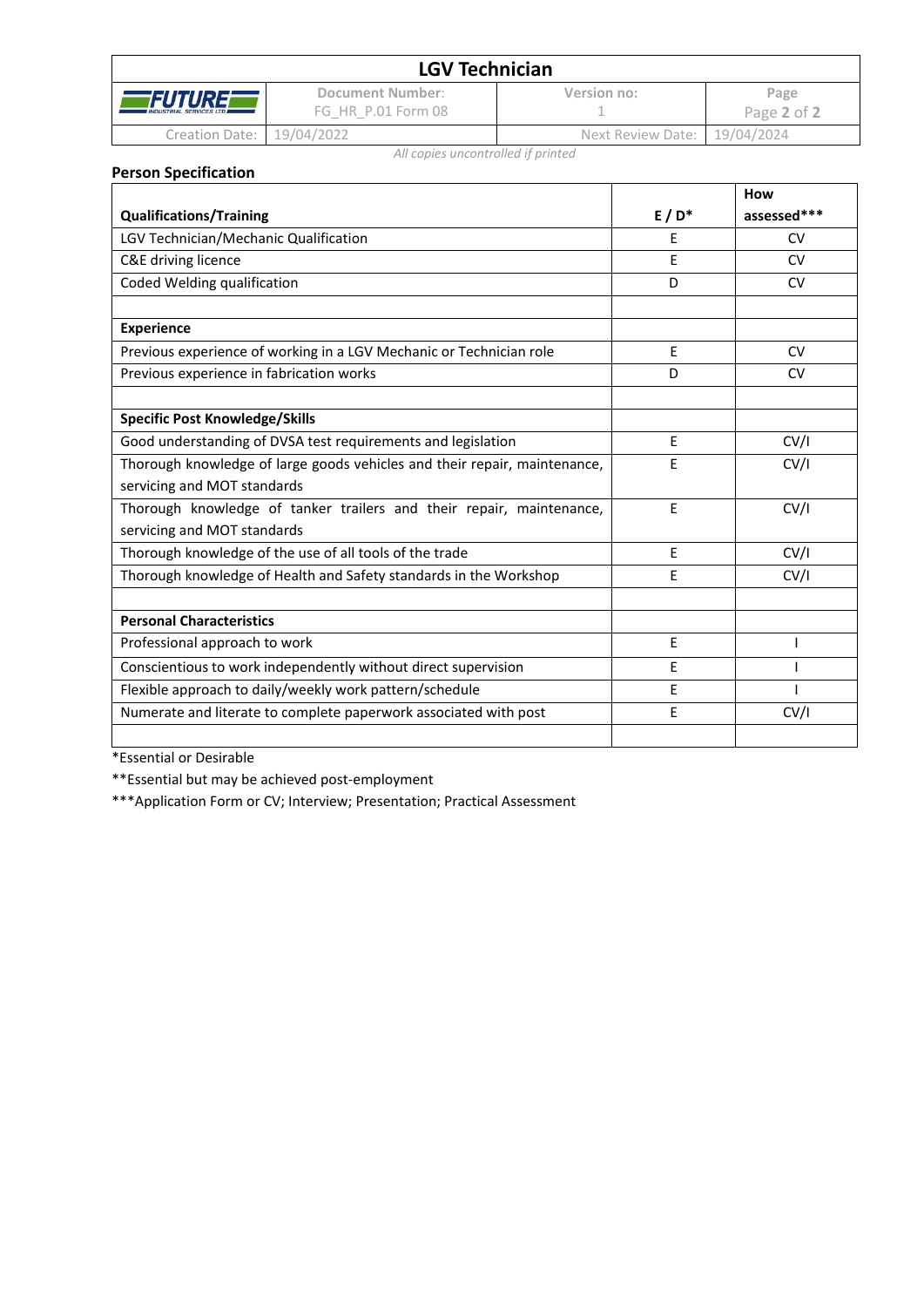## Person Specification

| Qualifications/Training | E / D* | How assessed*** |
|---|---|---|
| LGV Technician/Mechanic Qualification | E | CV |
| C&E driving licence | E | CV |
| Coded Welding qualification | D | CV |
| | | |
| **Experience** | | |
| Previous experience of working in a LGV Mechanic or Technician role | E | CV |
| Previous experience in fabrication works | D | CV |
| | | |
| **Specific Post Knowledge/Skills** | | |
| Good understanding of DVSA test requirements and legislation | E | CV/I |
| Thorough knowledge of large goods vehicles and their repair, maintenance, servicing and MOT standards | E | CV/I |
| Thorough knowledge of tanker trailers and their repair, maintenance, servicing and MOT standards | E | CV/I |
| Thorough knowledge of the use of all tools of the trade | E | CV/I |
| Thorough knowledge of Health and Safety standards in the Workshop | E | CV/I |
| | | |
| **Personal Characteristics** | | |
| Professional approach to work | E | I |
| Conscientious to work independently without direct supervision | E | I |
| Flexible approach to daily/weekly work pattern/schedule | E | I |
| Numerate and literate to complete paperwork associated with post | E | CV/I |
| | | |

*Essential or Desirable

**Essential but may be achieved post-employment

***Application Form or CV; Interview; Presentation; Practical Assessment